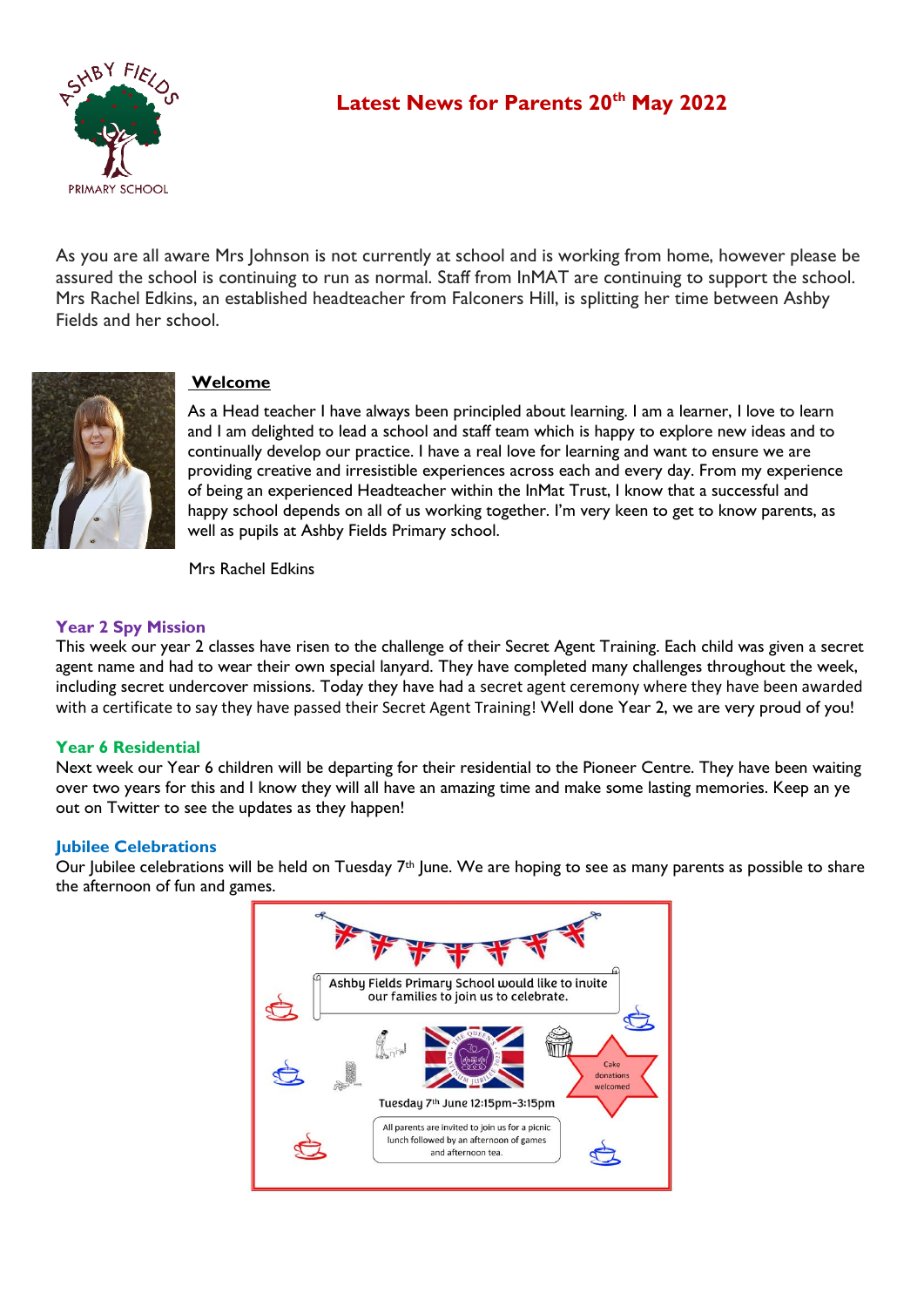# Latest News for Parents 20th May 2022

As you are all aware Mrs Johnson is not currently at school and is working from home, however please be assured the school is continuing to run as normal. Staff from InMAT are continuing to support the school. Mrs Rachel Edkins, an established headteacher from Falconers Hill, is splitting her time between Ashby Fields and her school.

## Welcome

As a Head teacher I have always been principled about learning. I am a learner, I love to learn and I am delighted to lead a school and staff team which is happy to explore new ideas and to continually develop our practice. I have a real love for learning and want to ensure we are providing creative and irresistible experiences across each and every day. From my experience of being an experienced Headteacher within the InMat Trust, I know that a successful and happy school depends on all of us working together. I'm very keen to get to know parents, as well as pupils at Ashby Fields Primary school.

Mrs Rachel Edkins

## Year 2 Spy Mission

This week our year 2 classes have risen to the challenge of their Secret Agent Training. Each child was given a secret agent name and had to wear their own special lanyard. They have completed many challenges throughout the week, including secret undercover missions. Today they have had a secret agent ceremony where they have been awarded with a certificate to say they have passed their Secret Agent Training! Well done Year 2, we are very proud of you!

## Year 6 Residential

Next week our Year 6 children will be departing for their residential to the Pioneer Centre. They have been waiting over two years for this and I know they will all have an amazing time and make some lasting memories. Keep an ye out on Twitter to see the updates as they happen!

## Jubilee Celebrations

Our Jubilee celebrations will be held on Tuesday 7th June. We are hoping to see as many parents as possible to share the afternoon of fun and games.

Ashby Fields Primary School would like to invite our families to join us to celebrate.

Cake donations welcomed

Tuesday 7th June 12:15pm-3:15pm

All parents are invited to join us for a picnic lunch followed by an afternoon of games and afternoon tea.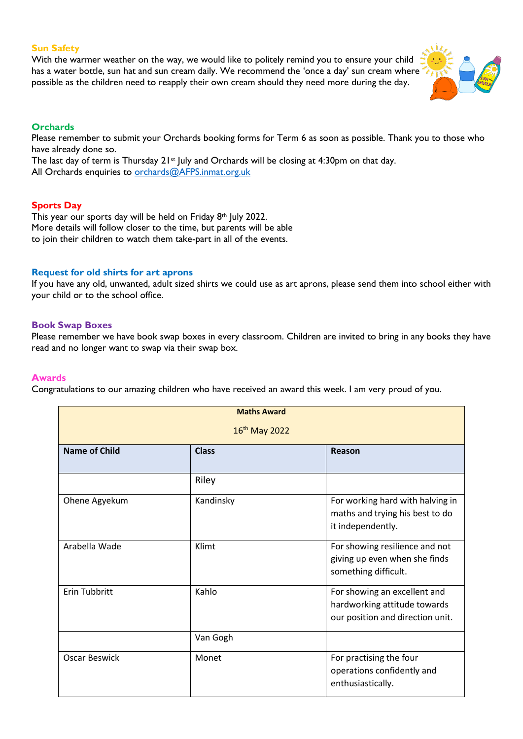## Sun Safety

With the warmer weather on the way, we would like to politely remind you to ensure your child has a water bottle, sun hat and sun cream daily. We recommend the 'once a day' sun cream where possible as the children need to reapply their own cream should they need more during the day.

## Orchards

Please remember to submit your Orchards booking forms for Term 6 as soon as possible. Thank you to those who have already done so.

The last day of term is Thursday 21st July and Orchards will be closing at 4:30pm on that day.

All Orchards enquiries to orchards@AFPS.inmat.org.uk

## Sports Day

This year our sports day will be held on Friday 8th July 2022.

More details will follow closer to the time, but parents will be able to join their children to watch them take-part in all of the events.

## Request for old shirts for art aprons

If you have any old, unwanted, adult sized shirts we could use as art aprons, please send them into school either with your child or to the school office.

## Book Swap Boxes

Please remember we have book swap boxes in every classroom. Children are invited to bring in any books they have read and no longer want to swap via their swap box.

## Awards

Congratulations to our amazing children who have received an award this week. I am very proud of you.

| **Maths Award** 16th May 2022 | | |
|---|---|---|
| **Name of Child** | **Class** | **Reason** |
| | Riley | |
| Ohene Agyekum | Kandinsky | For working hard with halving in maths and trying his best to do it independently. |
| Arabella Wade | Klimt | For showing resilience and not giving up even when she finds something difficult. |
| Erin Tubbritt | Kahlo | For showing an excellent and hardworking attitude towards our position and direction unit. |
| | Van Gogh | |
| Oscar Beswick | Monet | For practising the four operations confidently and enthusiastically. |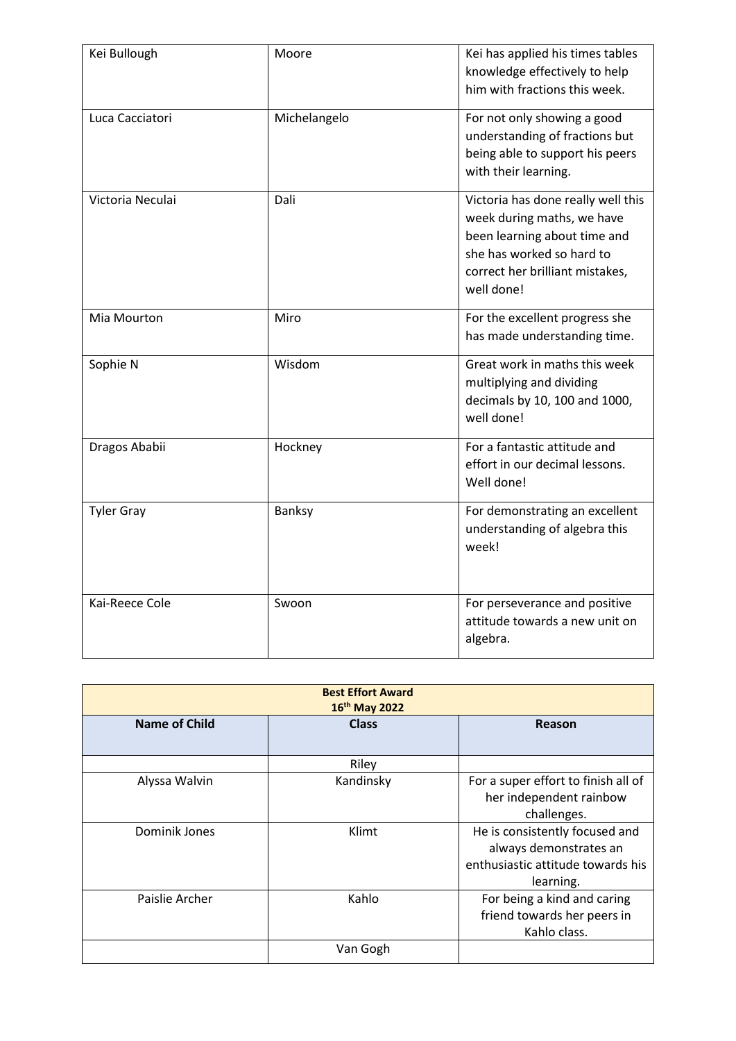| | | |
|---|---|---|
| Kei Bullough | Moore | Kei has applied his times tables knowledge effectively to help him with fractions this week. |
| Luca Cacciatori | Michelangelo | For not only showing a good understanding of fractions but being able to support his peers with their learning. |
| Victoria Neculai | Dali | Victoria has done really well this week during maths, we have been learning about time and she has worked so hard to correct her brilliant mistakes, well done! |
| Mia Mourton | Miro | For the excellent progress she has made understanding time. |
| Sophie N | Wisdom | Great work in maths this week multiplying and dividing decimals by 10, 100 and 1000, well done! |
| Dragos Ababii | Hockney | For a fantastic attitude and effort in our decimal lessons. Well done! |
| Tyler Gray | Banksy | For demonstrating an excellent understanding of algebra this week! |
| Kai-Reece Cole | Swoon | For perseverance and positive attitude towards a new unit on algebra. |

| **Best Effort Award 16th May 2022** | | |
|---|---|---|
| **Name of Child** | **Class** | **Reason** |
| | Riley | |
| Alyssa Walvin | Kandinsky | For a super effort to finish all of her independent rainbow challenges. |
| Dominik Jones | Klimt | He is consistently focused and always demonstrates an enthusiastic attitude towards his learning. |
| Paislie Archer | Kahlo | For being a kind and caring friend towards her peers in Kahlo class. |
| | Van Gogh | |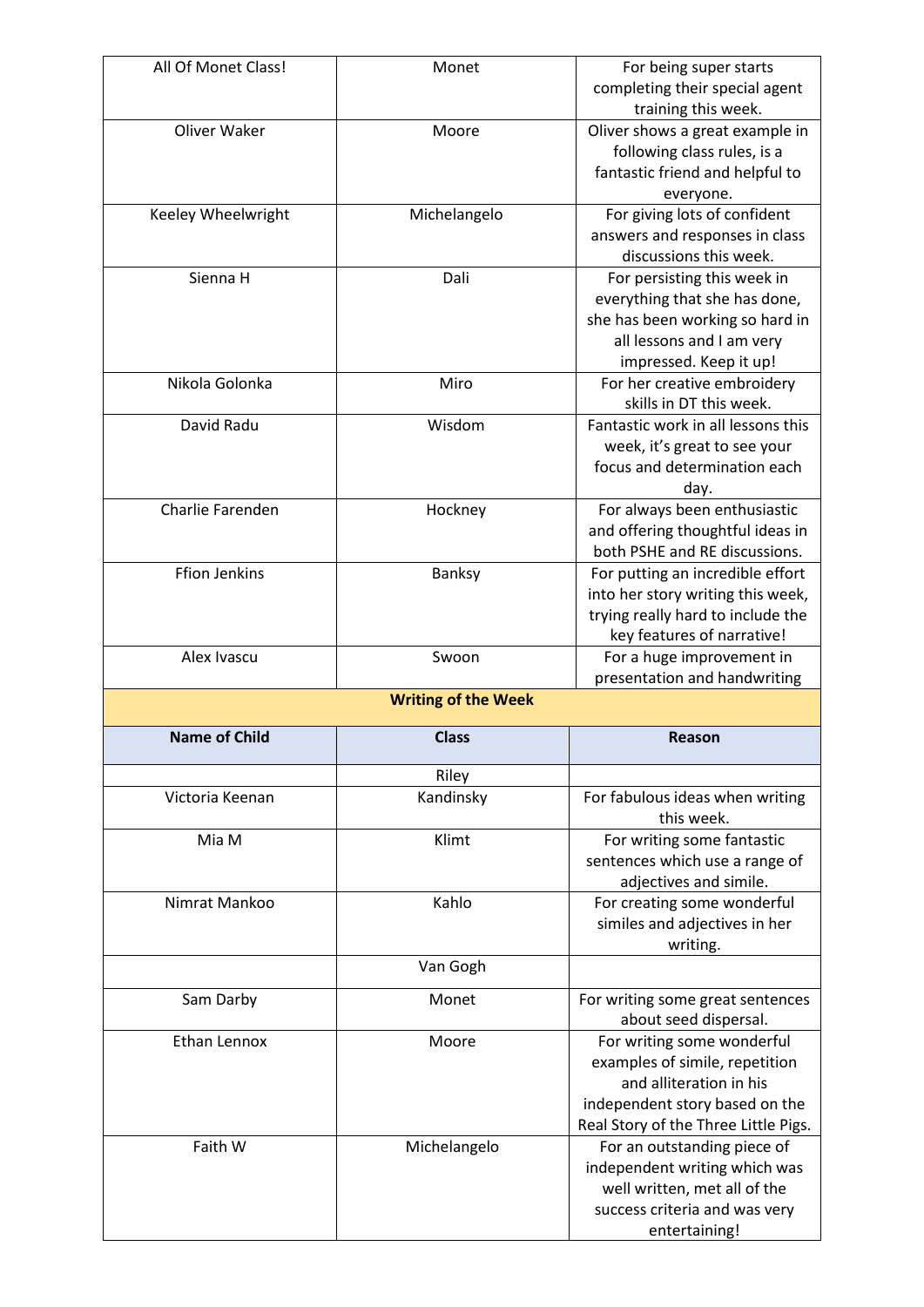| | | |
|---|---|---|
| All Of Monet Class! | Monet | For being super starts completing their special agent training this week. |
| Oliver Waker | Moore | Oliver shows a great example in following class rules, is a fantastic friend and helpful to everyone. |
| Keeley Wheelwright | Michelangelo | For giving lots of confident answers and responses in class discussions this week. |
| Sienna H | Dali | For persisting this week in everything that she has done, she has been working so hard in all lessons and I am very impressed. Keep it up! |
| Nikola Golonka | Miro | For her creative embroidery skills in DT this week. |
| David Radu | Wisdom | Fantastic work in all lessons this week, it's great to see your focus and determination each day. |
| Charlie Farenden | Hockney | For always been enthusiastic and offering thoughtful ideas in both PSHE and RE discussions. |
| Ffion Jenkins | Banksy | For putting an incredible effort into her story writing this week, trying really hard to include the key features of narrative! |
| Alex Ivascu | Swoon | For a huge improvement in presentation and handwriting |

**Writing of the Week**

| Name of Child | Class | Reason |
|---|---|---|
| | Riley | |
| Victoria Keenan | Kandinsky | For fabulous ideas when writing this week. |
| Mia M | Klimt | For writing some fantastic sentences which use a range of adjectives and simile. |
| Nimrat Mankoo | Kahlo | For creating some wonderful similes and adjectives in her writing. |
| | Van Gogh | |
| Sam Darby | Monet | For writing some great sentences about seed dispersal. |
| Ethan Lennox | Moore | For writing some wonderful examples of simile, repetition and alliteration in his independent story based on the Real Story of the Three Little Pigs. |
| Faith W | Michelangelo | For an outstanding piece of independent writing which was well written, met all of the success criteria and was very entertaining! |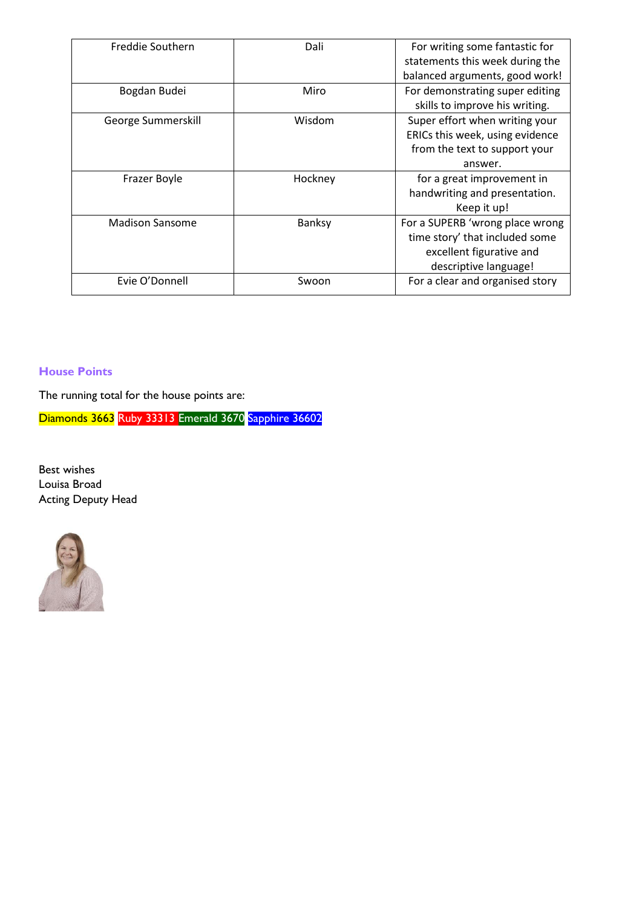| | | |
|---|---|---|
| Freddie Southern | Dali | For writing some fantastic for statements this week during the balanced arguments, good work! |
| Bogdan Budei | Miro | For demonstrating super editing skills to improve his writing. |
| George Summerskill | Wisdom | Super effort when writing your ERICs this week, using evidence from the text to support your answer. |
| Frazer Boyle | Hockney | for a great improvement in handwriting and presentation. Keep it up! |
| Madison Sansome | Banksy | For a SUPERB 'wrong place wrong time story' that included some excellent figurative and descriptive language! |
| Evie O'Donnell | Swoon | For a clear and organised story |

## House Points

The running total for the house points are:

Diamonds 3663 Ruby 33313 Emerald 3670 Sapphire 36602

Best wishes
Louisa Broad
Acting Deputy Head